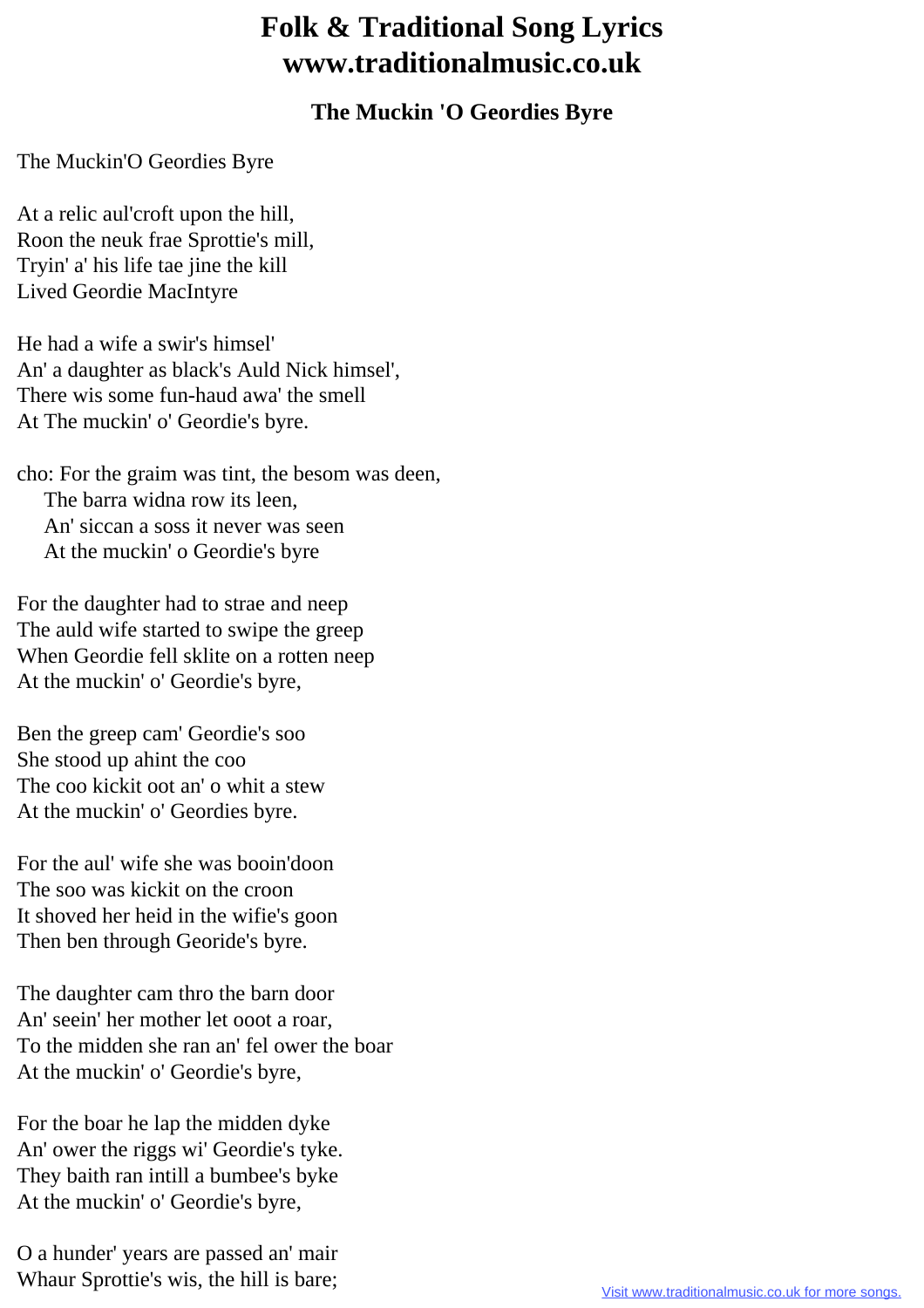# Folk & Traditional Song Lyrics www.traditionalmusic.co.uk

### The Muckin 'O Geordies Byre

The Muckin'O Geordies Byre

At a relic aul'croft upon the hill,
Roon the neuk frae Sprottie's mill,
Tryin' a' his life tae jine the kill
Lived Geordie MacIntyre

He had a wife a swir's himsel'
An' a daughter as black's Auld Nick himsel',
There wis some fun-haud awa' the smell
At The muckin' o' Geordie's byre.

cho: For the graim was tint, the besom was deen,
The barra widna row its leen,
An' siccan a soss it never was seen
At the muckin' o Geordie's byre

For the daughter had to strae and neep
The auld wife started to swipe the greep
When Geordie fell sklite on a rotten neep
At the muckin' o' Geordie's byre,

Ben the greep cam' Geordie's soo
She stood up ahint the coo
The coo kickit oot an' o whit a stew
At the muckin' o' Geordies byre.

For the aul' wife she was booin'doon
The soo was kickit on the croon
It shoved her heid in the wifie's goon
Then ben through Georide's byre.

The daughter cam thro the barn door
An' seein' her mother let ooot a roar,
To the midden she ran an' fel ower the boar
At the muckin' o' Geordie's byre,

For the boar he lap the midden dyke
An' ower the riggs wi' Geordie's tyke.
They baith ran intill a bumbee's byke
At the muckin' o' Geordie's byre,

O a hunder' years are passed an' mair
Whaur Sprottie's wis, the hill is bare;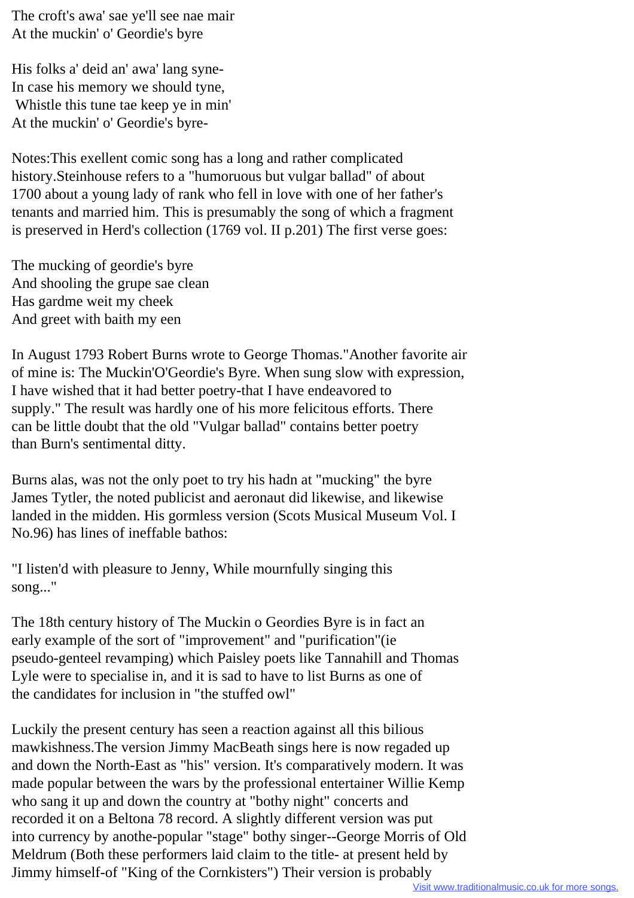The croft's awa' sae ye'll see nae mair
At the muckin' o' Geordie's byre

His folks a' deid an' awa' lang syne-
In case his memory we should tyne,
Whistle this tune tae keep ye in min'
At the muckin' o' Geordie's byre-

Notes:This exellent comic song has a long and rather complicated history.Steinhouse refers to a "humoruous but vulgar ballad" of about 1700 about a young lady of rank who fell in love with one of her father's tenants and married him. This is presumably the song of which a fragment is preserved in Herd's collection (1769 vol. II p.201) The first verse goes:

The mucking of geordie's byre
And shooling the grupe sae clean
Has gardme weit my cheek
And greet with baith my een

In August 1793 Robert Burns wrote to George Thomas."Another favorite air of mine is: The Muckin'O'Geordie's Byre. When sung slow with expression, I have wished that it had better poetry-that I have endeavored to supply." The result was hardly one of his more felicitous efforts. There can be little doubt that the old "Vulgar ballad" contains better poetry than Burn's sentimental ditty.

Burns alas, was not the only poet to try his hadn at "mucking" the byre James Tytler, the noted publicist and aeronaut did likewise, and likewise landed in the midden. His gormless version (Scots Musical Museum Vol. I No.96) has lines of ineffable bathos:

"I listen'd with pleasure to Jenny, While mournfully singing this song..."

The 18th century history of The Muckin o Geordies Byre is in fact an early example of the sort of "improvement" and "purification"(ie pseudo-genteel revamping) which Paisley poets like Tannahill and Thomas Lyle were to specialise in, and it is sad to have to list Burns as one of the candidates for inclusion in "the stuffed owl"

Luckily the present century has seen a reaction against all this bilious mawkishness.The version Jimmy MacBeath sings here is now regaded up and down the North-East as "his" version. It's comparatively modern. It was made popular between the wars by the professional entertainer Willie Kemp who sang it up and down the country at "bothy night" concerts and recorded it on a Beltona 78 record. A slightly different version was put into currency by anothe-popular "stage" bothy singer--George Morris of Old Meldrum (Both these performers laid claim to the title- at present held by Jimmy himself-of "King of the Cornkisters") Their version is probably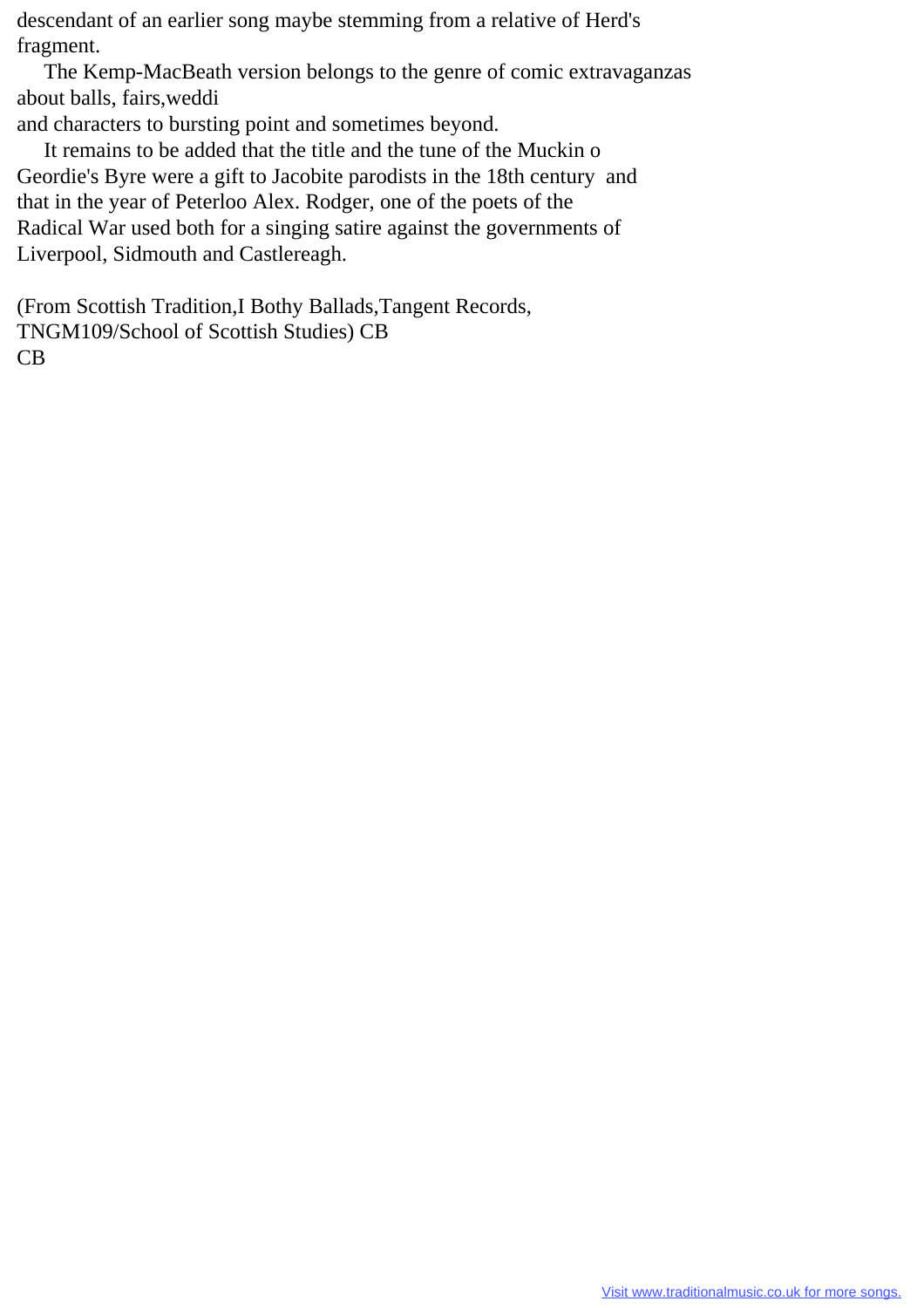descendant of an earlier song maybe stemming from a relative of Herd's fragment.

The Kemp-MacBeath version belongs to the genre of comic extravaganzas about balls, fairs,weddi
and characters to bursting point and sometimes beyond.

It remains to be added that the title and the tune of the Muckin o Geordie's Byre were a gift to Jacobite parodists in the 18th century and that in the year of Peterloo Alex. Rodger, one of the poets of the Radical War used both for a singing satire against the governments of Liverpool, Sidmouth and Castlereagh.

(From Scottish Tradition,I Bothy Ballads,Tangent Records, TNGM109/School of Scottish Studies) CB
CB